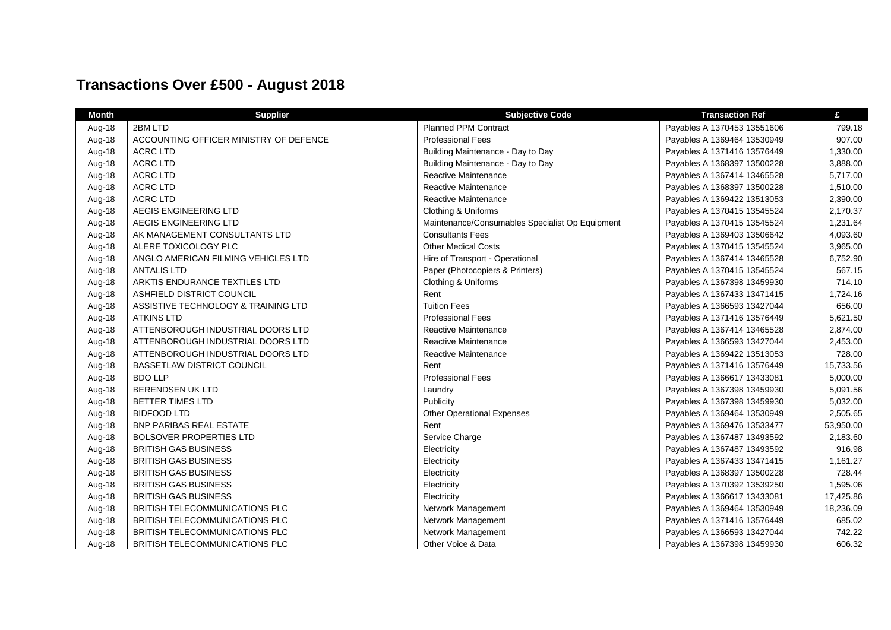# Transactions Over £500 - August 2018

| Month | Supplier | Subjective Code | Transaction Ref | £ |
|---|---|---|---|---|
| Aug-18 | 2BM LTD | Planned PPM Contract | Payables A 1370453 13551606 | 799.18 |
| Aug-18 | ACCOUNTING OFFICER MINISTRY OF DEFENCE | Professional Fees | Payables A 1369464 13530949 | 907.00 |
| Aug-18 | ACRC LTD | Building Maintenance - Day to Day | Payables A 1371416 13576449 | 1,330.00 |
| Aug-18 | ACRC LTD | Building Maintenance - Day to Day | Payables A 1368397 13500228 | 3,888.00 |
| Aug-18 | ACRC LTD | Reactive Maintenance | Payables A 1367414 13465528 | 5,717.00 |
| Aug-18 | ACRC LTD | Reactive Maintenance | Payables A 1368397 13500228 | 1,510.00 |
| Aug-18 | ACRC LTD | Reactive Maintenance | Payables A 1369422 13513053 | 2,390.00 |
| Aug-18 | AEGIS ENGINEERING LTD | Clothing & Uniforms | Payables A 1370415 13545524 | 2,170.37 |
| Aug-18 | AEGIS ENGINEERING LTD | Maintenance/Consumables Specialist Op Equipment | Payables A 1370415 13545524 | 1,231.64 |
| Aug-18 | AK MANAGEMENT CONSULTANTS LTD | Consultants Fees | Payables A 1369403 13506642 | 4,093.60 |
| Aug-18 | ALERE TOXICOLOGY PLC | Other Medical Costs | Payables A 1370415 13545524 | 3,965.00 |
| Aug-18 | ANGLO AMERICAN FILMING VEHICLES LTD | Hire of Transport - Operational | Payables A 1367414 13465528 | 6,752.90 |
| Aug-18 | ANTALIS LTD | Paper (Photocopiers & Printers) | Payables A 1370415 13545524 | 567.15 |
| Aug-18 | ARKTIS ENDURANCE TEXTILES LTD | Clothing & Uniforms | Payables A 1367398 13459930 | 714.10 |
| Aug-18 | ASHFIELD DISTRICT COUNCIL | Rent | Payables A 1367433 13471415 | 1,724.16 |
| Aug-18 | ASSISTIVE TECHNOLOGY & TRAINING LTD | Tuition Fees | Payables A 1366593 13427044 | 656.00 |
| Aug-18 | ATKINS LTD | Professional Fees | Payables A 1371416 13576449 | 5,621.50 |
| Aug-18 | ATTENBOROUGH INDUSTRIAL DOORS LTD | Reactive Maintenance | Payables A 1367414 13465528 | 2,874.00 |
| Aug-18 | ATTENBOROUGH INDUSTRIAL DOORS LTD | Reactive Maintenance | Payables A 1366593 13427044 | 2,453.00 |
| Aug-18 | ATTENBOROUGH INDUSTRIAL DOORS LTD | Reactive Maintenance | Payables A 1369422 13513053 | 728.00 |
| Aug-18 | BASSETLAW DISTRICT COUNCIL | Rent | Payables A 1371416 13576449 | 15,733.56 |
| Aug-18 | BDO LLP | Professional Fees | Payables A 1366617 13433081 | 5,000.00 |
| Aug-18 | BERENDSEN UK LTD | Laundry | Payables A 1367398 13459930 | 5,091.56 |
| Aug-18 | BETTER TIMES LTD | Publicity | Payables A 1367398 13459930 | 5,032.00 |
| Aug-18 | BIDFOOD LTD | Other Operational Expenses | Payables A 1369464 13530949 | 2,505.65 |
| Aug-18 | BNP PARIBAS REAL ESTATE | Rent | Payables A 1369476 13533477 | 53,950.00 |
| Aug-18 | BOLSOVER PROPERTIES LTD | Service Charge | Payables A 1367487 13493592 | 2,183.60 |
| Aug-18 | BRITISH GAS BUSINESS | Electricity | Payables A 1367487 13493592 | 916.98 |
| Aug-18 | BRITISH GAS BUSINESS | Electricity | Payables A 1367433 13471415 | 1,161.27 |
| Aug-18 | BRITISH GAS BUSINESS | Electricity | Payables A 1368397 13500228 | 728.44 |
| Aug-18 | BRITISH GAS BUSINESS | Electricity | Payables A 1370392 13539250 | 1,595.06 |
| Aug-18 | BRITISH GAS BUSINESS | Electricity | Payables A 1366617 13433081 | 17,425.86 |
| Aug-18 | BRITISH TELECOMMUNICATIONS PLC | Network Management | Payables A 1369464 13530949 | 18,236.09 |
| Aug-18 | BRITISH TELECOMMUNICATIONS PLC | Network Management | Payables A 1371416 13576449 | 685.02 |
| Aug-18 | BRITISH TELECOMMUNICATIONS PLC | Network Management | Payables A 1366593 13427044 | 742.22 |
| Aug-18 | BRITISH TELECOMMUNICATIONS PLC | Other Voice & Data | Payables A 1367398 13459930 | 606.32 |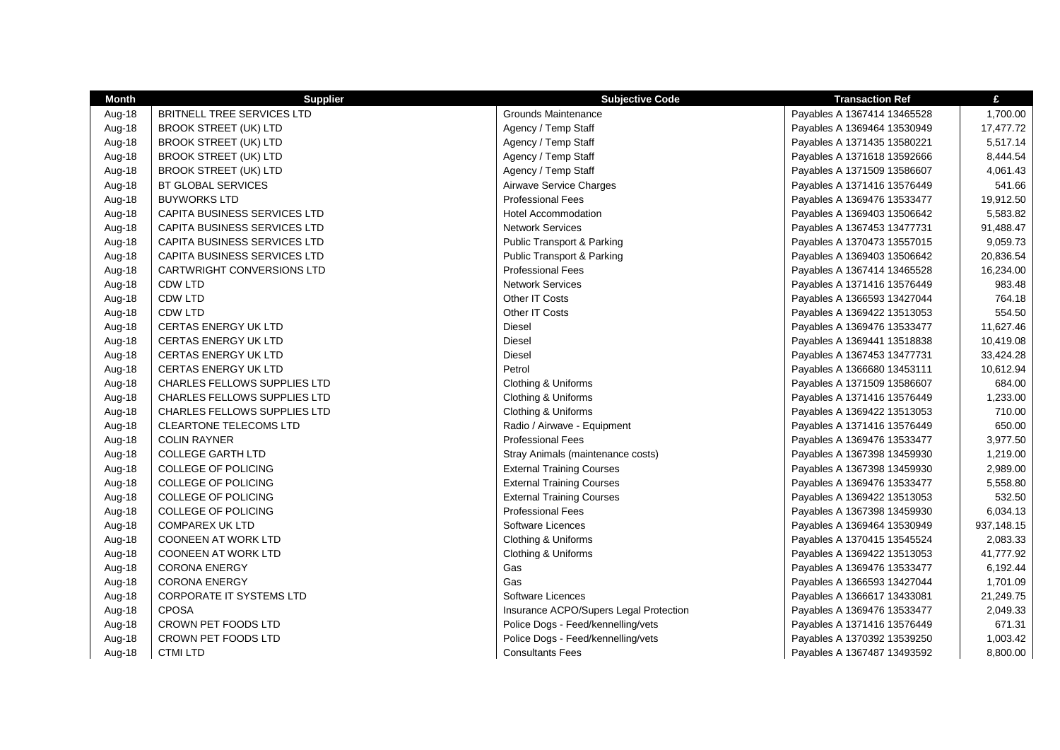| Month | Supplier | Subjective Code | Transaction Ref | £ |
|---|---|---|---|---|
| Aug-18 | BRITNELL TREE SERVICES LTD | Grounds Maintenance | Payables A 1367414 13465528 | 1,700.00 |
| Aug-18 | BROOK STREET (UK) LTD | Agency / Temp Staff | Payables A 1369464 13530949 | 17,477.72 |
| Aug-18 | BROOK STREET (UK) LTD | Agency / Temp Staff | Payables A 1371435 13580221 | 5,517.14 |
| Aug-18 | BROOK STREET (UK) LTD | Agency / Temp Staff | Payables A 1371618 13592666 | 8,444.54 |
| Aug-18 | BROOK STREET (UK) LTD | Agency / Temp Staff | Payables A 1371509 13586607 | 4,061.43 |
| Aug-18 | BT GLOBAL SERVICES | Airwave Service Charges | Payables A 1371416 13576449 | 541.66 |
| Aug-18 | BUYWORKS LTD | Professional Fees | Payables A 1369476 13533477 | 19,912.50 |
| Aug-18 | CAPITA BUSINESS SERVICES LTD | Hotel Accommodation | Payables A 1369403 13506642 | 5,583.82 |
| Aug-18 | CAPITA BUSINESS SERVICES LTD | Network Services | Payables A 1367453 13477731 | 91,488.47 |
| Aug-18 | CAPITA BUSINESS SERVICES LTD | Public Transport & Parking | Payables A 1370473 13557015 | 9,059.73 |
| Aug-18 | CAPITA BUSINESS SERVICES LTD | Public Transport & Parking | Payables A 1369403 13506642 | 20,836.54 |
| Aug-18 | CARTWRIGHT CONVERSIONS LTD | Professional Fees | Payables A 1367414 13465528 | 16,234.00 |
| Aug-18 | CDW LTD | Network Services | Payables A 1371416 13576449 | 983.48 |
| Aug-18 | CDW LTD | Other IT Costs | Payables A 1366593 13427044 | 764.18 |
| Aug-18 | CDW LTD | Other IT Costs | Payables A 1369422 13513053 | 554.50 |
| Aug-18 | CERTAS ENERGY UK LTD | Diesel | Payables A 1369476 13533477 | 11,627.46 |
| Aug-18 | CERTAS ENERGY UK LTD | Diesel | Payables A 1369441 13518838 | 10,419.08 |
| Aug-18 | CERTAS ENERGY UK LTD | Diesel | Payables A 1367453 13477731 | 33,424.28 |
| Aug-18 | CERTAS ENERGY UK LTD | Petrol | Payables A 1366680 13453111 | 10,612.94 |
| Aug-18 | CHARLES FELLOWS SUPPLIES LTD | Clothing & Uniforms | Payables A 1371509 13586607 | 684.00 |
| Aug-18 | CHARLES FELLOWS SUPPLIES LTD | Clothing & Uniforms | Payables A 1371416 13576449 | 1,233.00 |
| Aug-18 | CHARLES FELLOWS SUPPLIES LTD | Clothing & Uniforms | Payables A 1369422 13513053 | 710.00 |
| Aug-18 | CLEARTONE TELECOMS LTD | Radio / Airwave - Equipment | Payables A 1371416 13576449 | 650.00 |
| Aug-18 | COLIN RAYNER | Professional Fees | Payables A 1369476 13533477 | 3,977.50 |
| Aug-18 | COLLEGE GARTH LTD | Stray Animals (maintenance costs) | Payables A 1367398 13459930 | 1,219.00 |
| Aug-18 | COLLEGE OF POLICING | External Training Courses | Payables A 1367398 13459930 | 2,989.00 |
| Aug-18 | COLLEGE OF POLICING | External Training Courses | Payables A 1369476 13533477 | 5,558.80 |
| Aug-18 | COLLEGE OF POLICING | External Training Courses | Payables A 1369422 13513053 | 532.50 |
| Aug-18 | COLLEGE OF POLICING | Professional Fees | Payables A 1367398 13459930 | 6,034.13 |
| Aug-18 | COMPAREX UK LTD | Software Licences | Payables A 1369464 13530949 | 937,148.15 |
| Aug-18 | COONEEN AT WORK LTD | Clothing & Uniforms | Payables A 1370415 13545524 | 2,083.33 |
| Aug-18 | COONEEN AT WORK LTD | Clothing & Uniforms | Payables A 1369422 13513053 | 41,777.92 |
| Aug-18 | CORONA ENERGY | Gas | Payables A 1369476 13533477 | 6,192.44 |
| Aug-18 | CORONA ENERGY | Gas | Payables A 1366593 13427044 | 1,701.09 |
| Aug-18 | CORPORATE IT SYSTEMS LTD | Software Licences | Payables A 1366617 13433081 | 21,249.75 |
| Aug-18 | CPOSA | Insurance ACPO/Supers Legal Protection | Payables A 1369476 13533477 | 2,049.33 |
| Aug-18 | CROWN PET FOODS LTD | Police Dogs - Feed/kennelling/vets | Payables A 1371416 13576449 | 671.31 |
| Aug-18 | CROWN PET FOODS LTD | Police Dogs - Feed/kennelling/vets | Payables A 1370392 13539250 | 1,003.42 |
| Aug-18 | CTMI LTD | Consultants Fees | Payables A 1367487 13493592 | 8,800.00 |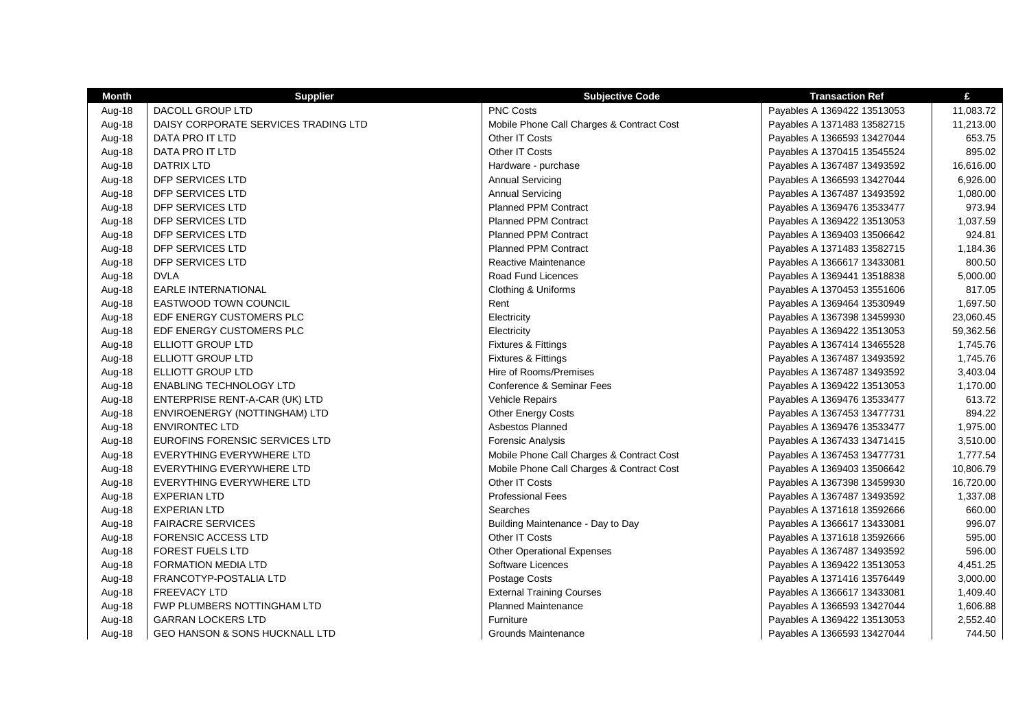| Month | Supplier | Subjective Code | Transaction Ref | £ |
|---|---|---|---|---|
| Aug-18 | DACOLL GROUP LTD | PNC Costs | Payables A 1369422 13513053 | 11,083.72 |
| Aug-18 | DAISY CORPORATE SERVICES TRADING LTD | Mobile Phone Call Charges & Contract Cost | Payables A 1371483 13582715 | 11,213.00 |
| Aug-18 | DATA PRO IT LTD | Other IT Costs | Payables A 1366593 13427044 | 653.75 |
| Aug-18 | DATA PRO IT LTD | Other IT Costs | Payables A 1370415 13545524 | 895.02 |
| Aug-18 | DATRIX LTD | Hardware - purchase | Payables A 1367487 13493592 | 16,616.00 |
| Aug-18 | DFP SERVICES LTD | Annual Servicing | Payables A 1366593 13427044 | 6,926.00 |
| Aug-18 | DFP SERVICES LTD | Annual Servicing | Payables A 1367487 13493592 | 1,080.00 |
| Aug-18 | DFP SERVICES LTD | Planned PPM Contract | Payables A 1369476 13533477 | 973.94 |
| Aug-18 | DFP SERVICES LTD | Planned PPM Contract | Payables A 1369422 13513053 | 1,037.59 |
| Aug-18 | DFP SERVICES LTD | Planned PPM Contract | Payables A 1369403 13506642 | 924.81 |
| Aug-18 | DFP SERVICES LTD | Planned PPM Contract | Payables A 1371483 13582715 | 1,184.36 |
| Aug-18 | DFP SERVICES LTD | Reactive Maintenance | Payables A 1366617 13433081 | 800.50 |
| Aug-18 | DVLA | Road Fund Licences | Payables A 1369441 13518838 | 5,000.00 |
| Aug-18 | EARLE INTERNATIONAL | Clothing & Uniforms | Payables A 1370453 13551606 | 817.05 |
| Aug-18 | EASTWOOD TOWN COUNCIL | Rent | Payables A 1369464 13530949 | 1,697.50 |
| Aug-18 | EDF ENERGY CUSTOMERS PLC | Electricity | Payables A 1367398 13459930 | 23,060.45 |
| Aug-18 | EDF ENERGY CUSTOMERS PLC | Electricity | Payables A 1369422 13513053 | 59,362.56 |
| Aug-18 | ELLIOTT GROUP LTD | Fixtures & Fittings | Payables A 1367414 13465528 | 1,745.76 |
| Aug-18 | ELLIOTT GROUP LTD | Fixtures & Fittings | Payables A 1367487 13493592 | 1,745.76 |
| Aug-18 | ELLIOTT GROUP LTD | Hire of Rooms/Premises | Payables A 1367487 13493592 | 3,403.04 |
| Aug-18 | ENABLING TECHNOLOGY LTD | Conference & Seminar Fees | Payables A 1369422 13513053 | 1,170.00 |
| Aug-18 | ENTERPRISE RENT-A-CAR (UK) LTD | Vehicle Repairs | Payables A 1369476 13533477 | 613.72 |
| Aug-18 | ENVIROENERGY (NOTTINGHAM) LTD | Other Energy Costs | Payables A 1367453 13477731 | 894.22 |
| Aug-18 | ENVIRONTEC LTD | Asbestos Planned | Payables A 1369476 13533477 | 1,975.00 |
| Aug-18 | EUROFINS FORENSIC SERVICES LTD | Forensic Analysis | Payables A 1367433 13471415 | 3,510.00 |
| Aug-18 | EVERYTHING EVERYWHERE LTD | Mobile Phone Call Charges & Contract Cost | Payables A 1367453 13477731 | 1,777.54 |
| Aug-18 | EVERYTHING EVERYWHERE LTD | Mobile Phone Call Charges & Contract Cost | Payables A 1369403 13506642 | 10,806.79 |
| Aug-18 | EVERYTHING EVERYWHERE LTD | Other IT Costs | Payables A 1367398 13459930 | 16,720.00 |
| Aug-18 | EXPERIAN LTD | Professional Fees | Payables A 1367487 13493592 | 1,337.08 |
| Aug-18 | EXPERIAN LTD | Searches | Payables A 1371618 13592666 | 660.00 |
| Aug-18 | FAIRACRE SERVICES | Building Maintenance - Day to Day | Payables A 1366617 13433081 | 996.07 |
| Aug-18 | FORENSIC ACCESS LTD | Other IT Costs | Payables A 1371618 13592666 | 595.00 |
| Aug-18 | FOREST FUELS LTD | Other Operational Expenses | Payables A 1367487 13493592 | 596.00 |
| Aug-18 | FORMATION MEDIA LTD | Software Licences | Payables A 1369422 13513053 | 4,451.25 |
| Aug-18 | FRANCOTYP-POSTALIA LTD | Postage Costs | Payables A 1371416 13576449 | 3,000.00 |
| Aug-18 | FREEVACY LTD | External Training Courses | Payables A 1366617 13433081 | 1,409.40 |
| Aug-18 | FWP PLUMBERS NOTTINGHAM LTD | Planned Maintenance | Payables A 1366593 13427044 | 1,606.88 |
| Aug-18 | GARRAN LOCKERS LTD | Furniture | Payables A 1369422 13513053 | 2,552.40 |
| Aug-18 | GEO HANSON & SONS HUCKNALL LTD | Grounds Maintenance | Payables A 1366593 13427044 | 744.50 |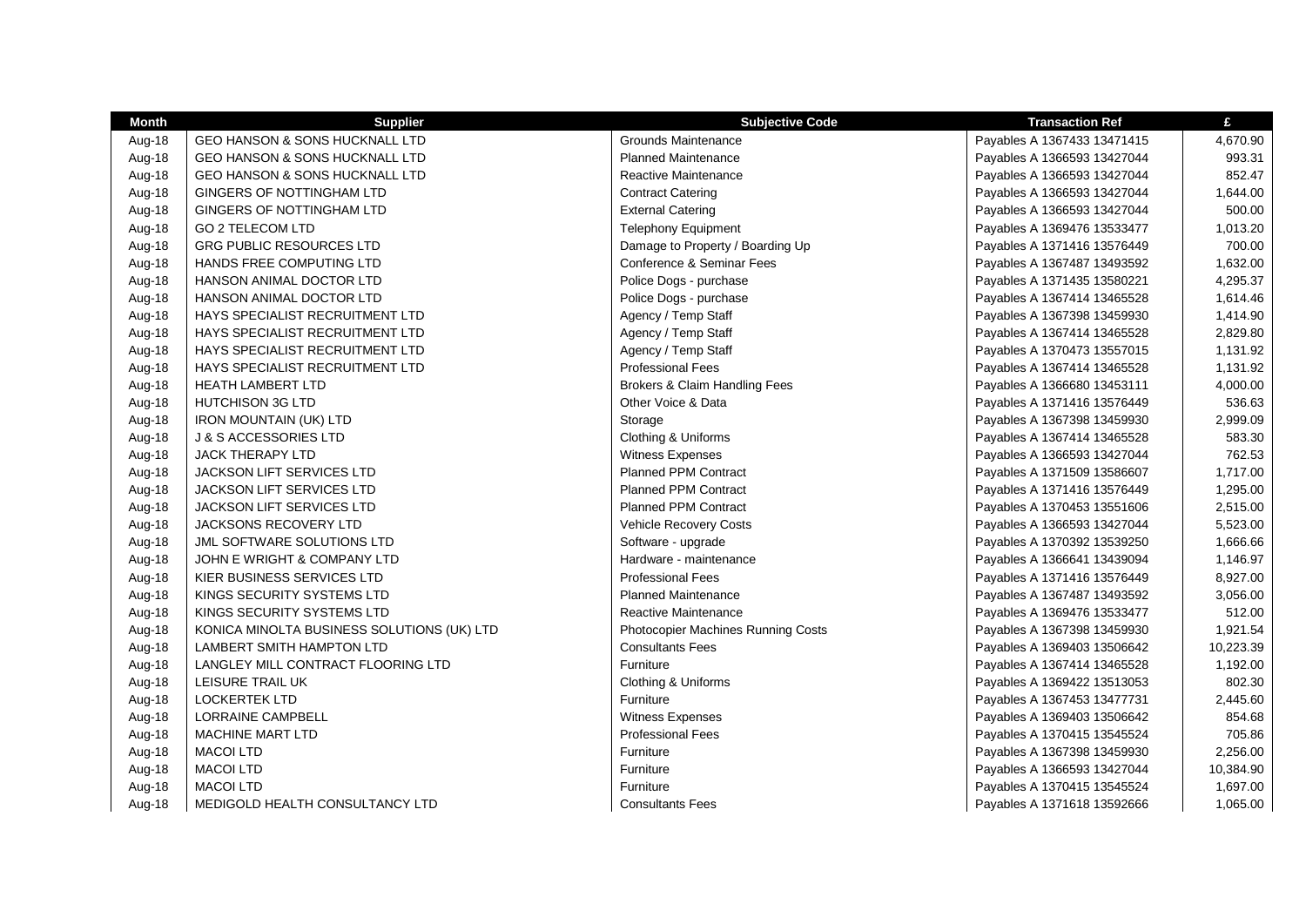| Month | Supplier | Subjective Code | Transaction Ref | £ |
|---|---|---|---|---|
| Aug-18 | GEO HANSON & SONS HUCKNALL LTD | Grounds Maintenance | Payables A 1367433 13471415 | 4,670.90 |
| Aug-18 | GEO HANSON & SONS HUCKNALL LTD | Planned Maintenance | Payables A 1366593 13427044 | 993.31 |
| Aug-18 | GEO HANSON & SONS HUCKNALL LTD | Reactive Maintenance | Payables A 1366593 13427044 | 852.47 |
| Aug-18 | GINGERS OF NOTTINGHAM LTD | Contract Catering | Payables A 1366593 13427044 | 1,644.00 |
| Aug-18 | GINGERS OF NOTTINGHAM LTD | External Catering | Payables A 1366593 13427044 | 500.00 |
| Aug-18 | GO 2 TELECOM LTD | Telephony Equipment | Payables A 1369476 13533477 | 1,013.20 |
| Aug-18 | GRG PUBLIC RESOURCES LTD | Damage to Property / Boarding Up | Payables A 1371416 13576449 | 700.00 |
| Aug-18 | HANDS FREE COMPUTING LTD | Conference & Seminar Fees | Payables A 1367487 13493592 | 1,632.00 |
| Aug-18 | HANSON ANIMAL DOCTOR LTD | Police Dogs - purchase | Payables A 1371435 13580221 | 4,295.37 |
| Aug-18 | HANSON ANIMAL DOCTOR LTD | Police Dogs - purchase | Payables A 1367414 13465528 | 1,614.46 |
| Aug-18 | HAYS SPECIALIST RECRUITMENT LTD | Agency / Temp Staff | Payables A 1367398 13459930 | 1,414.90 |
| Aug-18 | HAYS SPECIALIST RECRUITMENT LTD | Agency / Temp Staff | Payables A 1367414 13465528 | 2,829.80 |
| Aug-18 | HAYS SPECIALIST RECRUITMENT LTD | Agency / Temp Staff | Payables A 1370473 13557015 | 1,131.92 |
| Aug-18 | HAYS SPECIALIST RECRUITMENT LTD | Professional Fees | Payables A 1367414 13465528 | 1,131.92 |
| Aug-18 | HEATH LAMBERT LTD | Brokers & Claim Handling Fees | Payables A 1366680 13453111 | 4,000.00 |
| Aug-18 | HUTCHISON 3G LTD | Other Voice & Data | Payables A 1371416 13576449 | 536.63 |
| Aug-18 | IRON MOUNTAIN (UK) LTD | Storage | Payables A 1367398 13459930 | 2,999.09 |
| Aug-18 | J & S ACCESSORIES LTD | Clothing & Uniforms | Payables A 1367414 13465528 | 583.30 |
| Aug-18 | JACK THERAPY LTD | Witness Expenses | Payables A 1366593 13427044 | 762.53 |
| Aug-18 | JACKSON LIFT SERVICES LTD | Planned PPM Contract | Payables A 1371509 13586607 | 1,717.00 |
| Aug-18 | JACKSON LIFT SERVICES LTD | Planned PPM Contract | Payables A 1371416 13576449 | 1,295.00 |
| Aug-18 | JACKSON LIFT SERVICES LTD | Planned PPM Contract | Payables A 1370453 13551606 | 2,515.00 |
| Aug-18 | JACKSONS RECOVERY LTD | Vehicle Recovery Costs | Payables A 1366593 13427044 | 5,523.00 |
| Aug-18 | JML SOFTWARE SOLUTIONS LTD | Software - upgrade | Payables A 1370392 13539250 | 1,666.66 |
| Aug-18 | JOHN E WRIGHT & COMPANY LTD | Hardware - maintenance | Payables A 1366641 13439094 | 1,146.97 |
| Aug-18 | KIER BUSINESS SERVICES LTD | Professional Fees | Payables A 1371416 13576449 | 8,927.00 |
| Aug-18 | KINGS SECURITY SYSTEMS LTD | Planned Maintenance | Payables A 1367487 13493592 | 3,056.00 |
| Aug-18 | KINGS SECURITY SYSTEMS LTD | Reactive Maintenance | Payables A 1369476 13533477 | 512.00 |
| Aug-18 | KONICA MINOLTA BUSINESS SOLUTIONS (UK) LTD | Photocopier Machines Running Costs | Payables A 1367398 13459930 | 1,921.54 |
| Aug-18 | LAMBERT SMITH HAMPTON LTD | Consultants Fees | Payables A 1369403 13506642 | 10,223.39 |
| Aug-18 | LANGLEY MILL CONTRACT FLOORING LTD | Furniture | Payables A 1367414 13465528 | 1,192.00 |
| Aug-18 | LEISURE TRAIL UK | Clothing & Uniforms | Payables A 1369422 13513053 | 802.30 |
| Aug-18 | LOCKERTEK LTD | Furniture | Payables A 1367453 13477731 | 2,445.60 |
| Aug-18 | LORRAINE CAMPBELL | Witness Expenses | Payables A 1369403 13506642 | 854.68 |
| Aug-18 | MACHINE MART LTD | Professional Fees | Payables A 1370415 13545524 | 705.86 |
| Aug-18 | MACOI LTD | Furniture | Payables A 1367398 13459930 | 2,256.00 |
| Aug-18 | MACOI LTD | Furniture | Payables A 1366593 13427044 | 10,384.90 |
| Aug-18 | MACOI LTD | Furniture | Payables A 1370415 13545524 | 1,697.00 |
| Aug-18 | MEDIGOLD HEALTH CONSULTANCY LTD | Consultants Fees | Payables A 1371618 13592666 | 1,065.00 |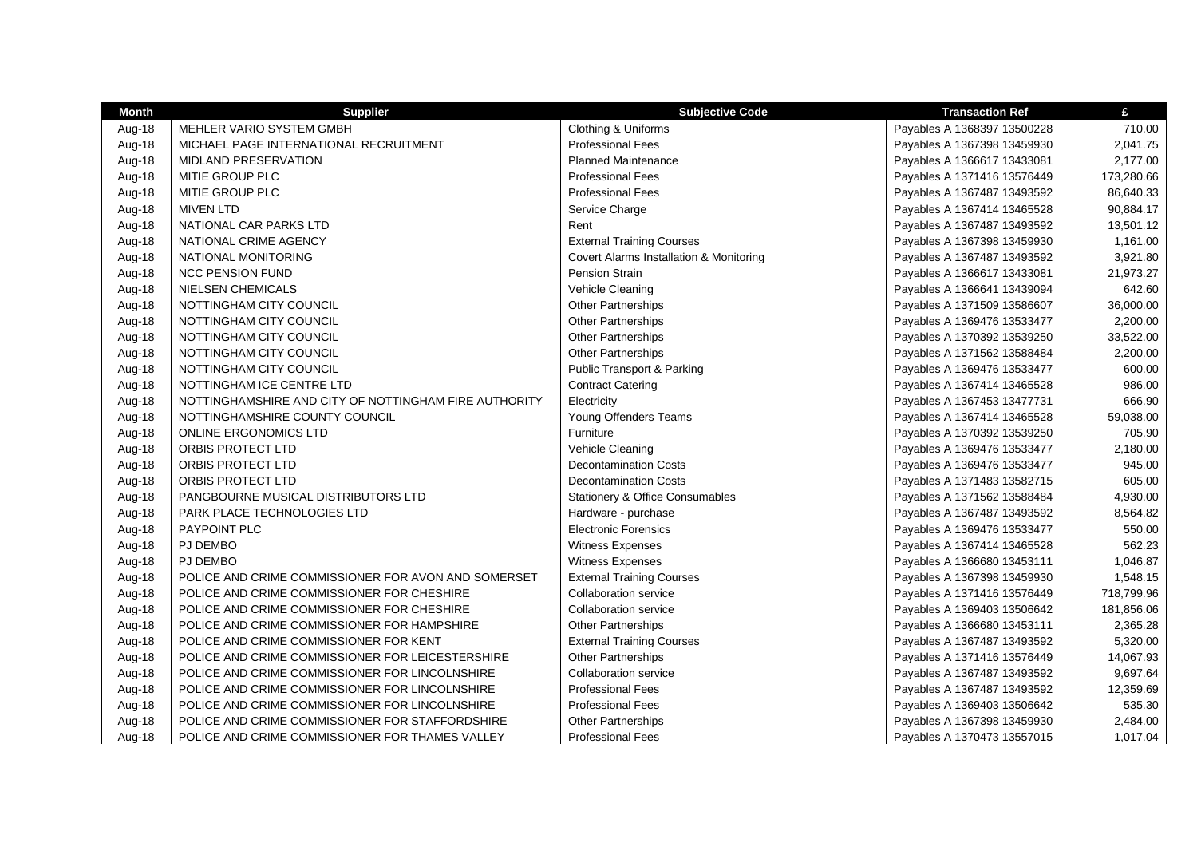| Month | Supplier | Subjective Code | Transaction Ref | £ |
|---|---|---|---|---|
| Aug-18 | MEHLER VARIO SYSTEM GMBH | Clothing & Uniforms | Payables A 1368397 13500228 | 710.00 |
| Aug-18 | MICHAEL PAGE INTERNATIONAL RECRUITMENT | Professional Fees | Payables A 1367398 13459930 | 2,041.75 |
| Aug-18 | MIDLAND PRESERVATION | Planned Maintenance | Payables A 1366617 13433081 | 2,177.00 |
| Aug-18 | MITIE GROUP PLC | Professional Fees | Payables A 1371416 13576449 | 173,280.66 |
| Aug-18 | MITIE GROUP PLC | Professional Fees | Payables A 1367487 13493592 | 86,640.33 |
| Aug-18 | MIVEN LTD | Service Charge | Payables A 1367414 13465528 | 90,884.17 |
| Aug-18 | NATIONAL CAR PARKS LTD | Rent | Payables A 1367487 13493592 | 13,501.12 |
| Aug-18 | NATIONAL CRIME AGENCY | External Training Courses | Payables A 1367398 13459930 | 1,161.00 |
| Aug-18 | NATIONAL MONITORING | Covert Alarms Installation & Monitoring | Payables A 1367487 13493592 | 3,921.80 |
| Aug-18 | NCC PENSION FUND | Pension Strain | Payables A 1366617 13433081 | 21,973.27 |
| Aug-18 | NIELSEN CHEMICALS | Vehicle Cleaning | Payables A 1366641 13439094 | 642.60 |
| Aug-18 | NOTTINGHAM CITY COUNCIL | Other Partnerships | Payables A 1371509 13586607 | 36,000.00 |
| Aug-18 | NOTTINGHAM CITY COUNCIL | Other Partnerships | Payables A 1369476 13533477 | 2,200.00 |
| Aug-18 | NOTTINGHAM CITY COUNCIL | Other Partnerships | Payables A 1370392 13539250 | 33,522.00 |
| Aug-18 | NOTTINGHAM CITY COUNCIL | Other Partnerships | Payables A 1371562 13588484 | 2,200.00 |
| Aug-18 | NOTTINGHAM CITY COUNCIL | Public Transport & Parking | Payables A 1369476 13533477 | 600.00 |
| Aug-18 | NOTTINGHAM ICE CENTRE LTD | Contract Catering | Payables A 1367414 13465528 | 986.00 |
| Aug-18 | NOTTINGHAMSHIRE AND CITY OF NOTTINGHAM FIRE AUTHORITY | Electricity | Payables A 1367453 13477731 | 666.90 |
| Aug-18 | NOTTINGHAMSHIRE COUNTY COUNCIL | Young Offenders Teams | Payables A 1367414 13465528 | 59,038.00 |
| Aug-18 | ONLINE ERGONOMICS LTD | Furniture | Payables A 1370392 13539250 | 705.90 |
| Aug-18 | ORBIS PROTECT LTD | Vehicle Cleaning | Payables A 1369476 13533477 | 2,180.00 |
| Aug-18 | ORBIS PROTECT LTD | Decontamination Costs | Payables A 1369476 13533477 | 945.00 |
| Aug-18 | ORBIS PROTECT LTD | Decontamination Costs | Payables A 1371483 13582715 | 605.00 |
| Aug-18 | PANGBOURNE MUSICAL DISTRIBUTORS LTD | Stationery & Office Consumables | Payables A 1371562 13588484 | 4,930.00 |
| Aug-18 | PARK PLACE TECHNOLOGIES LTD | Hardware - purchase | Payables A 1367487 13493592 | 8,564.82 |
| Aug-18 | PAYPOINT PLC | Electronic Forensics | Payables A 1369476 13533477 | 550.00 |
| Aug-18 | PJ DEMBO | Witness Expenses | Payables A 1367414 13465528 | 562.23 |
| Aug-18 | PJ DEMBO | Witness Expenses | Payables A 1366680 13453111 | 1,046.87 |
| Aug-18 | POLICE AND CRIME COMMISSIONER FOR AVON AND SOMERSET | External Training Courses | Payables A 1367398 13459930 | 1,548.15 |
| Aug-18 | POLICE AND CRIME COMMISSIONER FOR CHESHIRE | Collaboration service | Payables A 1371416 13576449 | 718,799.96 |
| Aug-18 | POLICE AND CRIME COMMISSIONER FOR CHESHIRE | Collaboration service | Payables A 1369403 13506642 | 181,856.06 |
| Aug-18 | POLICE AND CRIME COMMISSIONER FOR HAMPSHIRE | Other Partnerships | Payables A 1366680 13453111 | 2,365.28 |
| Aug-18 | POLICE AND CRIME COMMISSIONER FOR KENT | External Training Courses | Payables A 1367487 13493592 | 5,320.00 |
| Aug-18 | POLICE AND CRIME COMMISSIONER FOR LEICESTERSHIRE | Other Partnerships | Payables A 1371416 13576449 | 14,067.93 |
| Aug-18 | POLICE AND CRIME COMMISSIONER FOR LINCOLNSHIRE | Collaboration service | Payables A 1367487 13493592 | 9,697.64 |
| Aug-18 | POLICE AND CRIME COMMISSIONER FOR LINCOLNSHIRE | Professional Fees | Payables A 1367487 13493592 | 12,359.69 |
| Aug-18 | POLICE AND CRIME COMMISSIONER FOR LINCOLNSHIRE | Professional Fees | Payables A 1369403 13506642 | 535.30 |
| Aug-18 | POLICE AND CRIME COMMISSIONER FOR STAFFORDSHIRE | Other Partnerships | Payables A 1367398 13459930 | 2,484.00 |
| Aug-18 | POLICE AND CRIME COMMISSIONER FOR THAMES VALLEY | Professional Fees | Payables A 1370473 13557015 | 1,017.04 |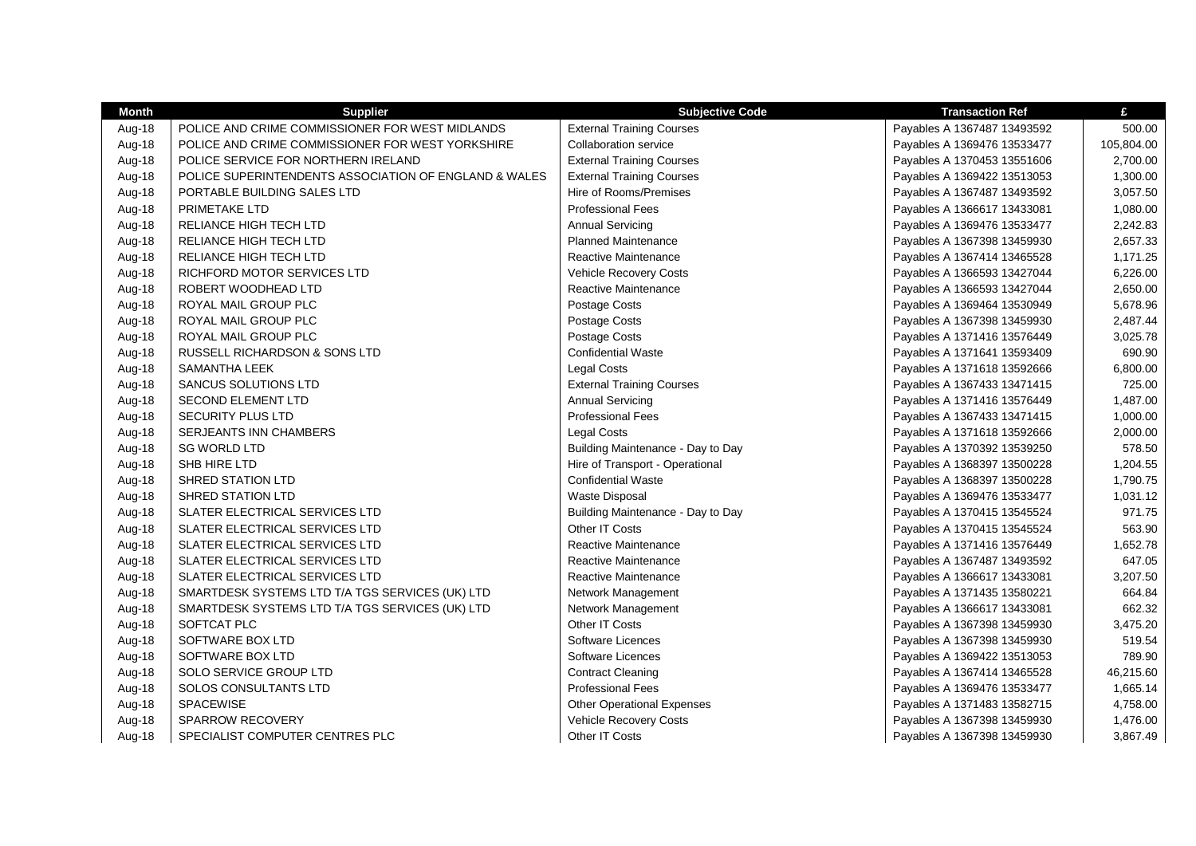| Month | Supplier | Subjective Code | Transaction Ref | £ |
|---|---|---|---|---|
| Aug-18 | POLICE AND CRIME COMMISSIONER FOR WEST MIDLANDS | External Training Courses | Payables A 1367487 13493592 | 500.00 |
| Aug-18 | POLICE AND CRIME COMMISSIONER FOR WEST YORKSHIRE | Collaboration service | Payables A 1369476 13533477 | 105,804.00 |
| Aug-18 | POLICE SERVICE FOR NORTHERN IRELAND | External Training Courses | Payables A 1370453 13551606 | 2,700.00 |
| Aug-18 | POLICE SUPERINTENDENTS ASSOCIATION OF ENGLAND & WALES | External Training Courses | Payables A 1369422 13513053 | 1,300.00 |
| Aug-18 | PORTABLE BUILDING SALES LTD | Hire of Rooms/Premises | Payables A 1367487 13493592 | 3,057.50 |
| Aug-18 | PRIMETAKE LTD | Professional Fees | Payables A 1366617 13433081 | 1,080.00 |
| Aug-18 | RELIANCE HIGH TECH LTD | Annual Servicing | Payables A 1369476 13533477 | 2,242.83 |
| Aug-18 | RELIANCE HIGH TECH LTD | Planned Maintenance | Payables A 1367398 13459930 | 2,657.33 |
| Aug-18 | RELIANCE HIGH TECH LTD | Reactive Maintenance | Payables A 1367414 13465528 | 1,171.25 |
| Aug-18 | RICHFORD MOTOR SERVICES LTD | Vehicle Recovery Costs | Payables A 1366593 13427044 | 6,226.00 |
| Aug-18 | ROBERT WOODHEAD LTD | Reactive Maintenance | Payables A 1366593 13427044 | 2,650.00 |
| Aug-18 | ROYAL MAIL GROUP PLC | Postage Costs | Payables A 1369464 13530949 | 5,678.96 |
| Aug-18 | ROYAL MAIL GROUP PLC | Postage Costs | Payables A 1367398 13459930 | 2,487.44 |
| Aug-18 | ROYAL MAIL GROUP PLC | Postage Costs | Payables A 1371416 13576449 | 3,025.78 |
| Aug-18 | RUSSELL RICHARDSON & SONS LTD | Confidential Waste | Payables A 1371641 13593409 | 690.90 |
| Aug-18 | SAMANTHA LEEK | Legal Costs | Payables A 1371618 13592666 | 6,800.00 |
| Aug-18 | SANCUS SOLUTIONS LTD | External Training Courses | Payables A 1367433 13471415 | 725.00 |
| Aug-18 | SECOND ELEMENT LTD | Annual Servicing | Payables A 1371416 13576449 | 1,487.00 |
| Aug-18 | SECURITY PLUS LTD | Professional Fees | Payables A 1367433 13471415 | 1,000.00 |
| Aug-18 | SERJEANTS INN CHAMBERS | Legal Costs | Payables A 1371618 13592666 | 2,000.00 |
| Aug-18 | SG WORLD LTD | Building Maintenance - Day to Day | Payables A 1370392 13539250 | 578.50 |
| Aug-18 | SHB HIRE LTD | Hire of Transport - Operational | Payables A 1368397 13500228 | 1,204.55 |
| Aug-18 | SHRED STATION LTD | Confidential Waste | Payables A 1368397 13500228 | 1,790.75 |
| Aug-18 | SHRED STATION LTD | Waste Disposal | Payables A 1369476 13533477 | 1,031.12 |
| Aug-18 | SLATER ELECTRICAL SERVICES LTD | Building Maintenance - Day to Day | Payables A 1370415 13545524 | 971.75 |
| Aug-18 | SLATER ELECTRICAL SERVICES LTD | Other IT Costs | Payables A 1370415 13545524 | 563.90 |
| Aug-18 | SLATER ELECTRICAL SERVICES LTD | Reactive Maintenance | Payables A 1371416 13576449 | 1,652.78 |
| Aug-18 | SLATER ELECTRICAL SERVICES LTD | Reactive Maintenance | Payables A 1367487 13493592 | 647.05 |
| Aug-18 | SLATER ELECTRICAL SERVICES LTD | Reactive Maintenance | Payables A 1366617 13433081 | 3,207.50 |
| Aug-18 | SMARTDESK SYSTEMS LTD T/A TGS SERVICES (UK) LTD | Network Management | Payables A 1371435 13580221 | 664.84 |
| Aug-18 | SMARTDESK SYSTEMS LTD T/A TGS SERVICES (UK) LTD | Network Management | Payables A 1366617 13433081 | 662.32 |
| Aug-18 | SOFTCAT PLC | Other IT Costs | Payables A 1367398 13459930 | 3,475.20 |
| Aug-18 | SOFTWARE BOX LTD | Software Licences | Payables A 1367398 13459930 | 519.54 |
| Aug-18 | SOFTWARE BOX LTD | Software Licences | Payables A 1369422 13513053 | 789.90 |
| Aug-18 | SOLO SERVICE GROUP LTD | Contract Cleaning | Payables A 1367414 13465528 | 46,215.60 |
| Aug-18 | SOLOS CONSULTANTS LTD | Professional Fees | Payables A 1369476 13533477 | 1,665.14 |
| Aug-18 | SPACEWISE | Other Operational Expenses | Payables A 1371483 13582715 | 4,758.00 |
| Aug-18 | SPARROW RECOVERY | Vehicle Recovery Costs | Payables A 1367398 13459930 | 1,476.00 |
| Aug-18 | SPECIALIST COMPUTER CENTRES PLC | Other IT Costs | Payables A 1367398 13459930 | 3,867.49 |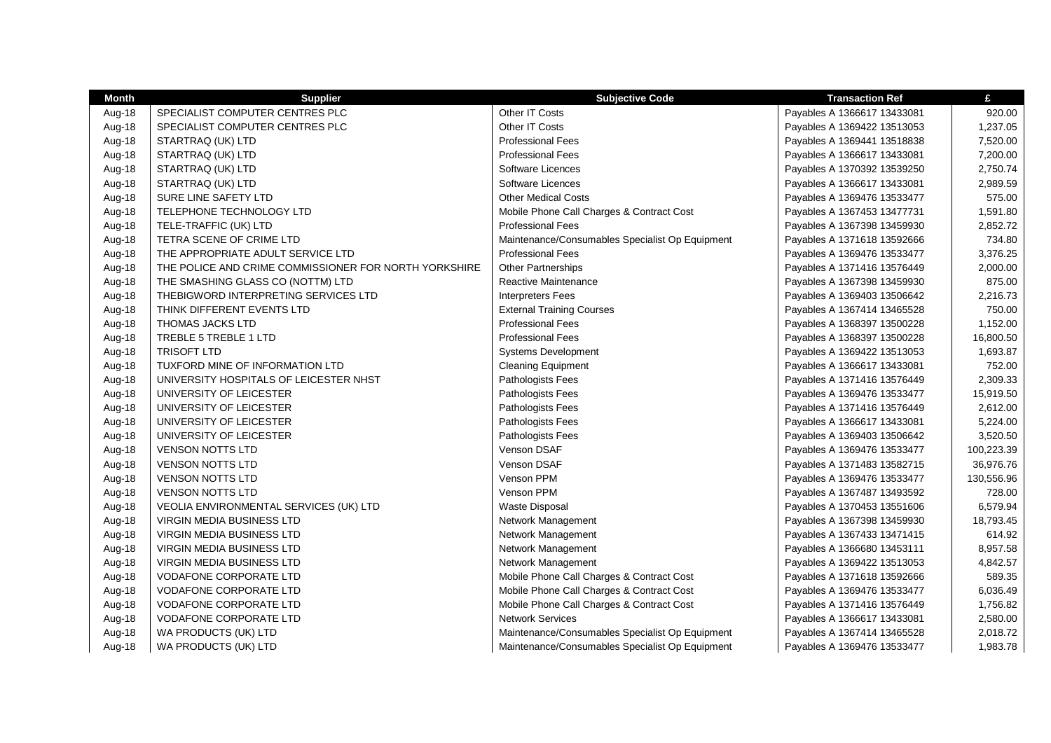| Month | Supplier | Subjective Code | Transaction Ref | £ |
|---|---|---|---|---|
| Aug-18 | SPECIALIST COMPUTER CENTRES PLC | Other IT Costs | Payables A 1366617 13433081 | 920.00 |
| Aug-18 | SPECIALIST COMPUTER CENTRES PLC | Other IT Costs | Payables A 1369422 13513053 | 1,237.05 |
| Aug-18 | STARTRAQ (UK) LTD | Professional Fees | Payables A 1369441 13518838 | 7,520.00 |
| Aug-18 | STARTRAQ (UK) LTD | Professional Fees | Payables A 1366617 13433081 | 7,200.00 |
| Aug-18 | STARTRAQ (UK) LTD | Software Licences | Payables A 1370392 13539250 | 2,750.74 |
| Aug-18 | STARTRAQ (UK) LTD | Software Licences | Payables A 1366617 13433081 | 2,989.59 |
| Aug-18 | SURE LINE SAFETY LTD | Other Medical Costs | Payables A 1369476 13533477 | 575.00 |
| Aug-18 | TELEPHONE TECHNOLOGY LTD | Mobile Phone Call Charges & Contract Cost | Payables A 1367453 13477731 | 1,591.80 |
| Aug-18 | TELE-TRAFFIC (UK) LTD | Professional Fees | Payables A 1367398 13459930 | 2,852.72 |
| Aug-18 | TETRA SCENE OF CRIME LTD | Maintenance/Consumables Specialist Op Equipment | Payables A 1371618 13592666 | 734.80 |
| Aug-18 | THE APPROPRIATE ADULT SERVICE LTD | Professional Fees | Payables A 1369476 13533477 | 3,376.25 |
| Aug-18 | THE POLICE AND CRIME COMMISSIONER FOR NORTH YORKSHIRE | Other Partnerships | Payables A 1371416 13576449 | 2,000.00 |
| Aug-18 | THE SMASHING GLASS CO (NOTTM) LTD | Reactive Maintenance | Payables A 1367398 13459930 | 875.00 |
| Aug-18 | THEBIGWORD INTERPRETING SERVICES LTD | Interpreters Fees | Payables A 1369403 13506642 | 2,216.73 |
| Aug-18 | THINK DIFFERENT EVENTS LTD | External Training Courses | Payables A 1367414 13465528 | 750.00 |
| Aug-18 | THOMAS JACKS LTD | Professional Fees | Payables A 1368397 13500228 | 1,152.00 |
| Aug-18 | TREBLE 5 TREBLE 1 LTD | Professional Fees | Payables A 1368397 13500228 | 16,800.50 |
| Aug-18 | TRISOFT LTD | Systems Development | Payables A 1369422 13513053 | 1,693.87 |
| Aug-18 | TUXFORD MINE OF INFORMATION LTD | Cleaning Equipment | Payables A 1366617 13433081 | 752.00 |
| Aug-18 | UNIVERSITY HOSPITALS OF LEICESTER NHST | Pathologists Fees | Payables A 1371416 13576449 | 2,309.33 |
| Aug-18 | UNIVERSITY OF LEICESTER | Pathologists Fees | Payables A 1369476 13533477 | 15,919.50 |
| Aug-18 | UNIVERSITY OF LEICESTER | Pathologists Fees | Payables A 1371416 13576449 | 2,612.00 |
| Aug-18 | UNIVERSITY OF LEICESTER | Pathologists Fees | Payables A 1366617 13433081 | 5,224.00 |
| Aug-18 | UNIVERSITY OF LEICESTER | Pathologists Fees | Payables A 1369403 13506642 | 3,520.50 |
| Aug-18 | VENSON NOTTS LTD | Venson DSAF | Payables A 1369476 13533477 | 100,223.39 |
| Aug-18 | VENSON NOTTS LTD | Venson DSAF | Payables A 1371483 13582715 | 36,976.76 |
| Aug-18 | VENSON NOTTS LTD | Venson PPM | Payables A 1369476 13533477 | 130,556.96 |
| Aug-18 | VENSON NOTTS LTD | Venson PPM | Payables A 1367487 13493592 | 728.00 |
| Aug-18 | VEOLIA ENVIRONMENTAL SERVICES (UK) LTD | Waste Disposal | Payables A 1370453 13551606 | 6,579.94 |
| Aug-18 | VIRGIN MEDIA BUSINESS LTD | Network Management | Payables A 1367398 13459930 | 18,793.45 |
| Aug-18 | VIRGIN MEDIA BUSINESS LTD | Network Management | Payables A 1367433 13471415 | 614.92 |
| Aug-18 | VIRGIN MEDIA BUSINESS LTD | Network Management | Payables A 1366680 13453111 | 8,957.58 |
| Aug-18 | VIRGIN MEDIA BUSINESS LTD | Network Management | Payables A 1369422 13513053 | 4,842.57 |
| Aug-18 | VODAFONE CORPORATE LTD | Mobile Phone Call Charges & Contract Cost | Payables A 1371618 13592666 | 589.35 |
| Aug-18 | VODAFONE CORPORATE LTD | Mobile Phone Call Charges & Contract Cost | Payables A 1369476 13533477 | 6,036.49 |
| Aug-18 | VODAFONE CORPORATE LTD | Mobile Phone Call Charges & Contract Cost | Payables A 1371416 13576449 | 1,756.82 |
| Aug-18 | VODAFONE CORPORATE LTD | Network Services | Payables A 1366617 13433081 | 2,580.00 |
| Aug-18 | WA PRODUCTS (UK) LTD | Maintenance/Consumables Specialist Op Equipment | Payables A 1367414 13465528 | 2,018.72 |
| Aug-18 | WA PRODUCTS (UK) LTD | Maintenance/Consumables Specialist Op Equipment | Payables A 1369476 13533477 | 1,983.78 |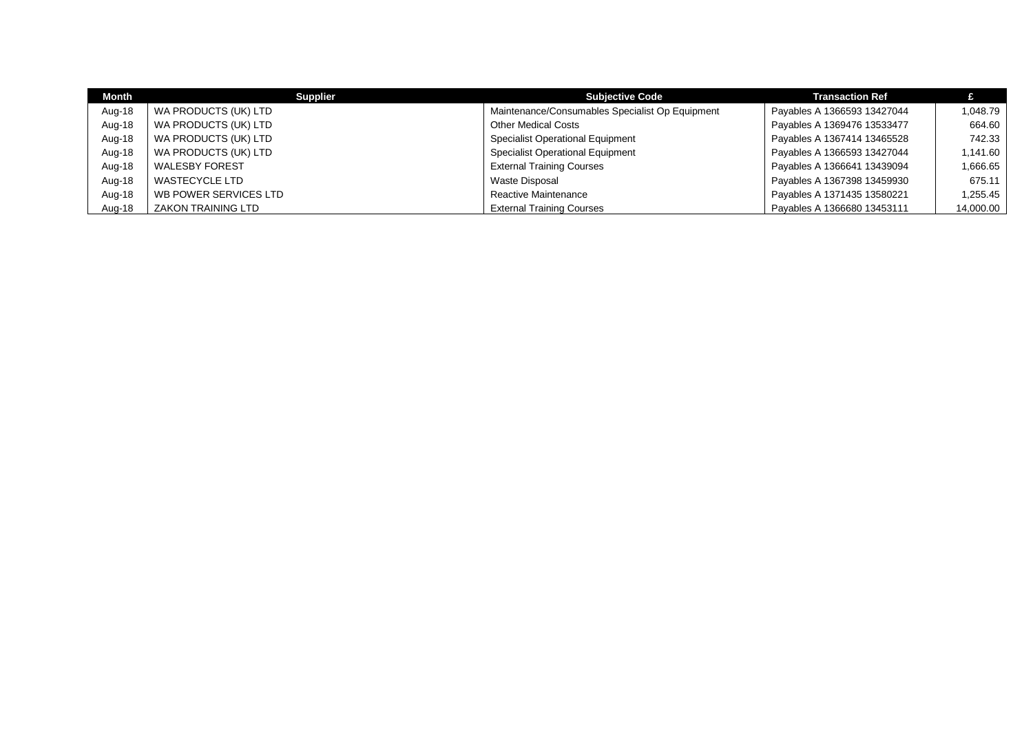| Month | Supplier | Subjective Code | Transaction Ref | £ |
|---|---|---|---|---|
| Aug-18 | WA PRODUCTS (UK) LTD | Maintenance/Consumables Specialist Op Equipment | Payables A 1366593 13427044 | 1,048.79 |
| Aug-18 | WA PRODUCTS (UK) LTD | Other Medical Costs | Payables A 1369476 13533477 | 664.60 |
| Aug-18 | WA PRODUCTS (UK) LTD | Specialist Operational Equipment | Payables A 1367414 13465528 | 742.33 |
| Aug-18 | WA PRODUCTS (UK) LTD | Specialist Operational Equipment | Payables A 1366593 13427044 | 1,141.60 |
| Aug-18 | WALESBY FOREST | External Training Courses | Payables A 1366641 13439094 | 1,666.65 |
| Aug-18 | WASTECYCLE LTD | Waste Disposal | Payables A 1367398 13459930 | 675.11 |
| Aug-18 | WB POWER SERVICES LTD | Reactive Maintenance | Payables A 1371435 13580221 | 1,255.45 |
| Aug-18 | ZAKON TRAINING LTD | External Training Courses | Payables A 1366680 13453111 | 14,000.00 |